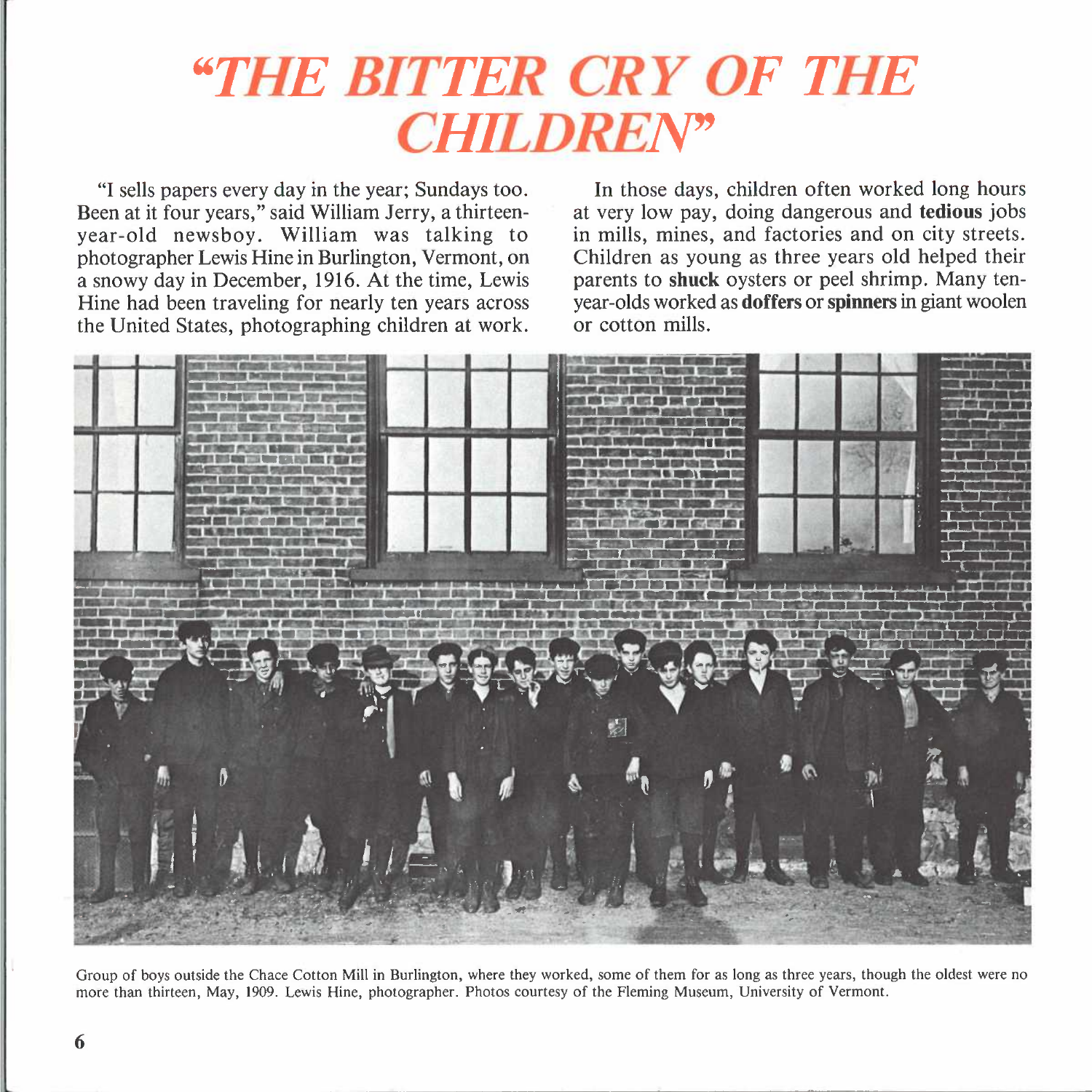# "THE BITTER CRY OF THE CHILDREN"

"I sells papers every day in the year; Sundays too. Been at it four years," said William Jerry, a thirteen-year-old newsboy. William was talking to photographer Lewis Hine in Burlington, Vermont, on a snowy day in December, 1916. At the time, Lewis Hine had been traveling for nearly ten years across the United States, photographing children at work.

In those days, children often worked long hours at very low pay, doing dangerous and **tedious** jobs in mills, mines, and factories and on city streets. Children as young as three years old helped their parents to **shuck** oysters or peel shrimp. Many ten-year-olds worked as **doffers** or **spinners** in giant woolen or cotton mills.

Group of boys outside the Chace Cotton Mill in Burlington, where they worked, some of them for as long as three years, though the oldest were no more than thirteen, May, 1909. Lewis Hine, photographer. Photos courtesy of the Fleming Museum, University of Vermont.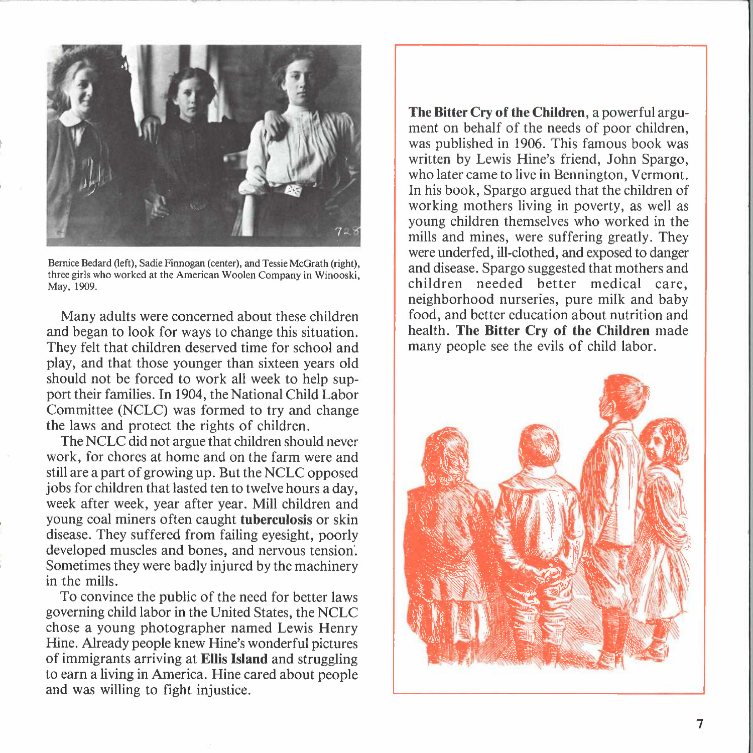Bernice Bedard (left), Sadie Finnogan (center), and Tessie McGrath (right), three girls who worked at the American Woolen Company in Winooski, May, 1909.

Many adults were concerned about these children and began to look for ways to change this situation. They felt that children deserved time for school and play, and that those younger than sixteen years old should not be forced to work all week to help support their families. In 1904, the National Child Labor Committee (NCLC) was formed to try and change the laws and protect the rights of children.

The NCLC did not argue that children should never work, for chores at home and on the farm were and still are a part of growing up. But the NCLC opposed jobs for children that lasted ten to twelve hours a day, week after week, year after year. Mill children and young coal miners often caught **tuberculosis** or skin disease. They suffered from failing eyesight, poorly developed muscles and bones, and nervous tension. Sometimes they were badly injured by the machinery in the mills.

To convince the public of the need for better laws governing child labor in the United States, the NCLC chose a young photographer named Lewis Henry Hine. Already people knew Hine's wonderful pictures of immigrants arriving at **Ellis Island** and struggling to earn a living in America. Hine cared about people and was willing to fight injustice.

**The Bitter Cry of the Children**, a powerful argument on behalf of the needs of poor children, was published in 1906. This famous book was written by Lewis Hine's friend, John Spargo, who later came to live in Bennington, Vermont. In his book, Spargo argued that the children of working mothers living in poverty, as well as young children themselves who worked in the mills and mines, were suffering greatly. They were underfed, ill-clothed, and exposed to danger and disease. Spargo suggested that mothers and children needed better medical care, neighborhood nurseries, pure milk and baby food, and better education about nutrition and health. **The Bitter Cry of the Children** made many people see the evils of child labor.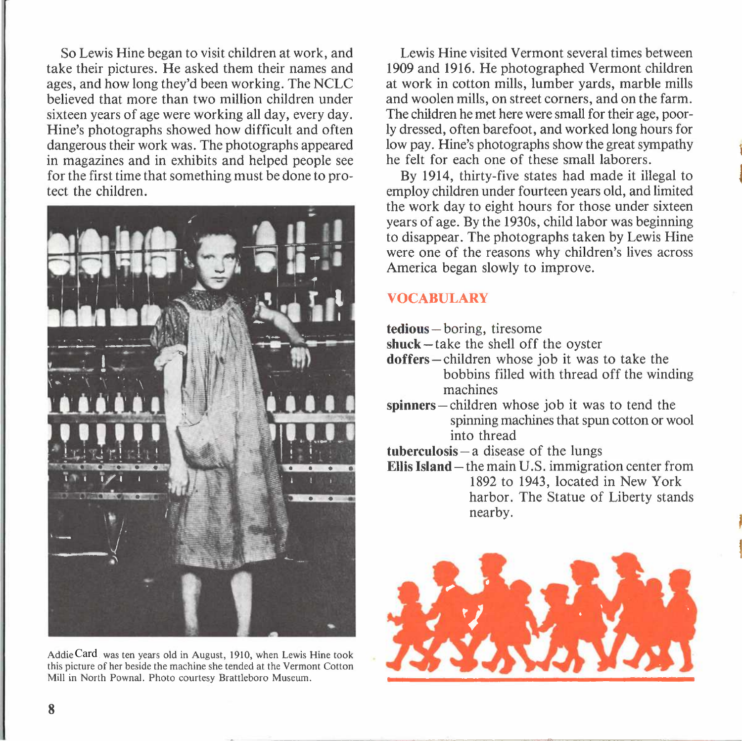So Lewis Hine began to visit children at work, and take their pictures. He asked them their names and ages, and how long they'd been working. The NCLC believed that more than two million children under sixteen years of age were working all day, every day. Hine's photographs showed how difficult and often dangerous their work was. The photographs appeared in magazines and in exhibits and helped people see for the first time that something must be done to protect the children.

Addie Card was ten years old in August, 1910, when Lewis Hine took this picture of her beside the machine she tended at the Vermont Cotton Mill in North Pownal. Photo courtesy Brattleboro Museum.

Lewis Hine visited Vermont several times between 1909 and 1916. He photographed Vermont children at work in cotton mills, lumber yards, marble mills and woolen mills, on street corners, and on the farm. The children he met here were small for their age, poorly dressed, often barefoot, and worked long hours for low pay. Hine's photographs show the great sympathy he felt for each one of these small laborers.

By 1914, thirty-five states had made it illegal to employ children under fourteen years old, and limited the work day to eight hours for those under sixteen years of age. By the 1930s, child labor was beginning to disappear. The photographs taken by Lewis Hine were one of the reasons why children's lives across America began slowly to improve.

## VOCABULARY

**tedious** — boring, tiresome

**shuck** — take the shell off the oyster

**doffers** — children whose job it was to take the bobbins filled with thread off the winding machines

**spinners** — children whose job it was to tend the spinning machines that spun cotton or wool into thread

**tuberculosis** — a disease of the lungs

**Ellis Island** — the main U.S. immigration center from 1892 to 1943, located in New York harbor. The Statue of Liberty stands nearby.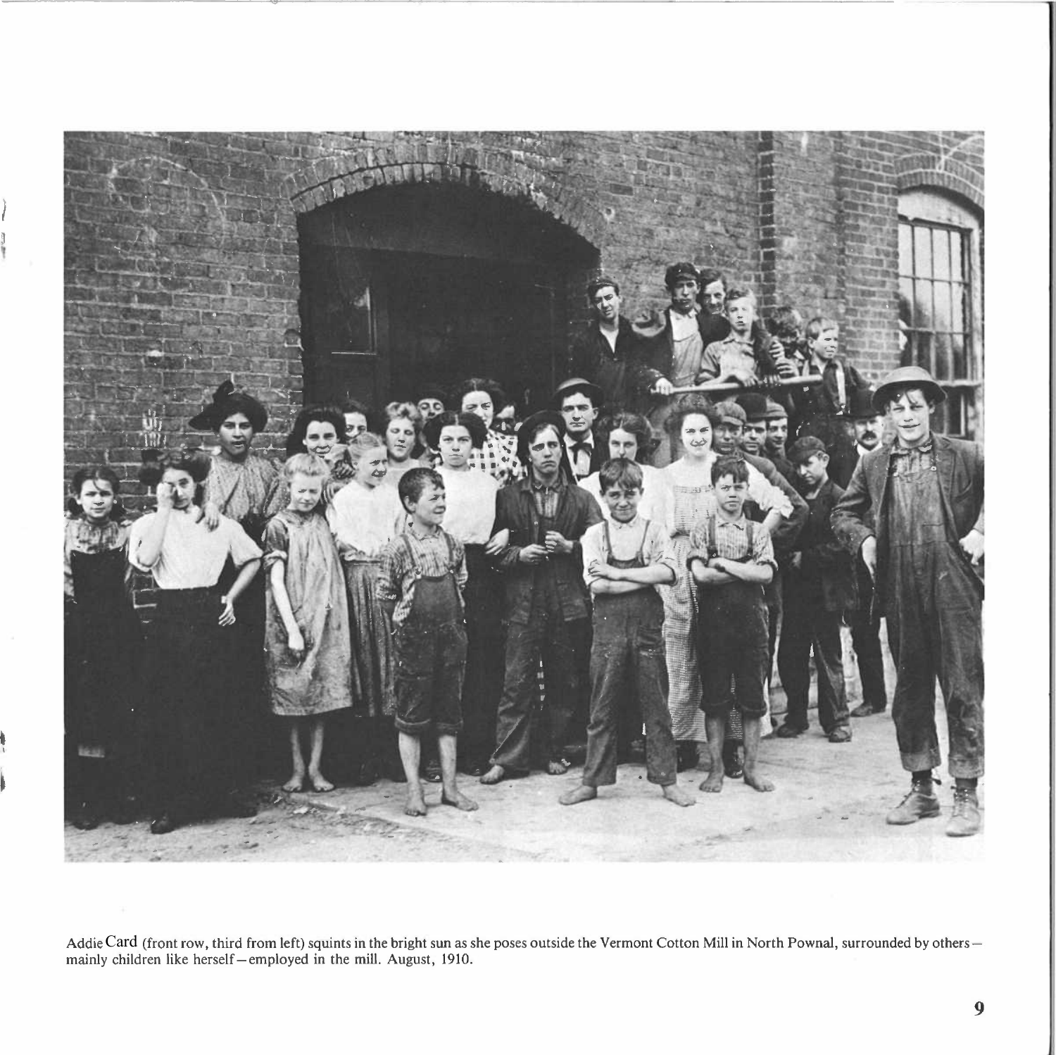Addie Card (front row, third from left) squints in the bright sun as she poses outside the Vermont Cotton Mill in North Pownal, surrounded by others—mainly children like herself—employed in the mill. August, 1910.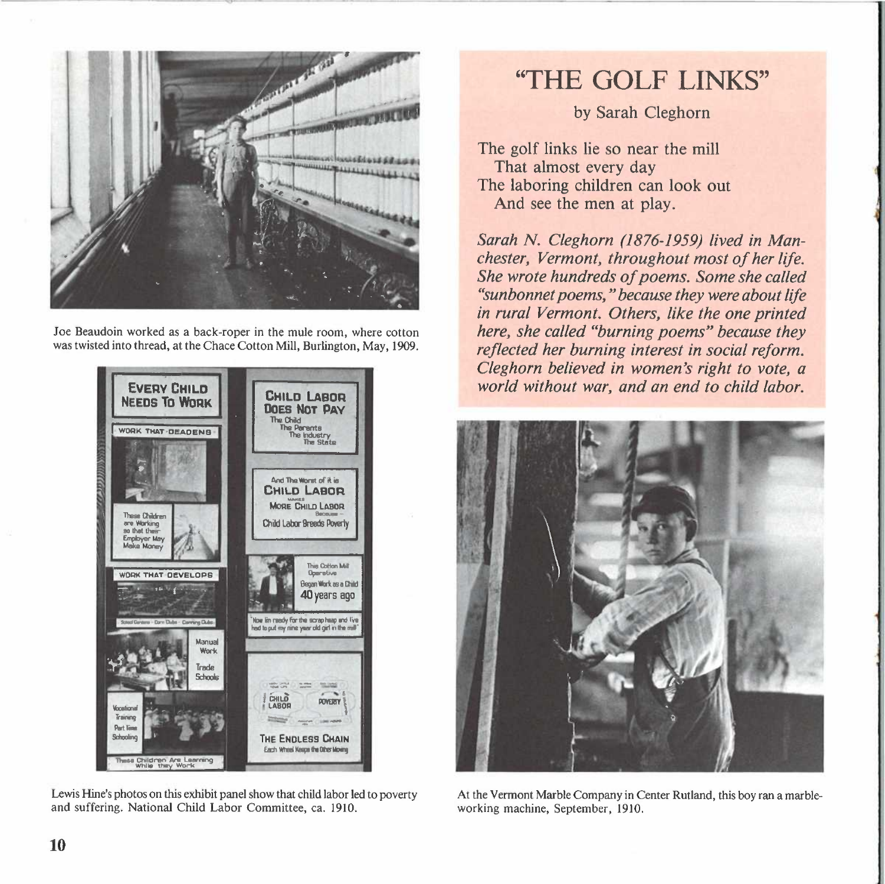Joe Beaudoin worked as a back-roper in the mule room, where cotton was twisted into thread, at the Chace Cotton Mill, Burlington, May, 1909.

Lewis Hine's photos on this exhibit panel show that child labor led to poverty and suffering. National Child Labor Committee, ca. 1910.

# "THE GOLF LINKS"

by Sarah Cleghorn

The golf links lie so near the mill
  That almost every day
The laboring children can look out
  And see the men at play.

*Sarah N. Cleghorn (1876-1959) lived in Manchester, Vermont, throughout most of her life. She wrote hundreds of poems. Some she called "sunbonnet poems," because they were about life in rural Vermont. Others, like the one printed here, she called "burning poems" because they reflected her burning interest in social reform. Cleghorn believed in women's right to vote, a world without war, and an end to child labor.*

At the Vermont Marble Company in Center Rutland, this boy ran a marble-working machine, September, 1910.